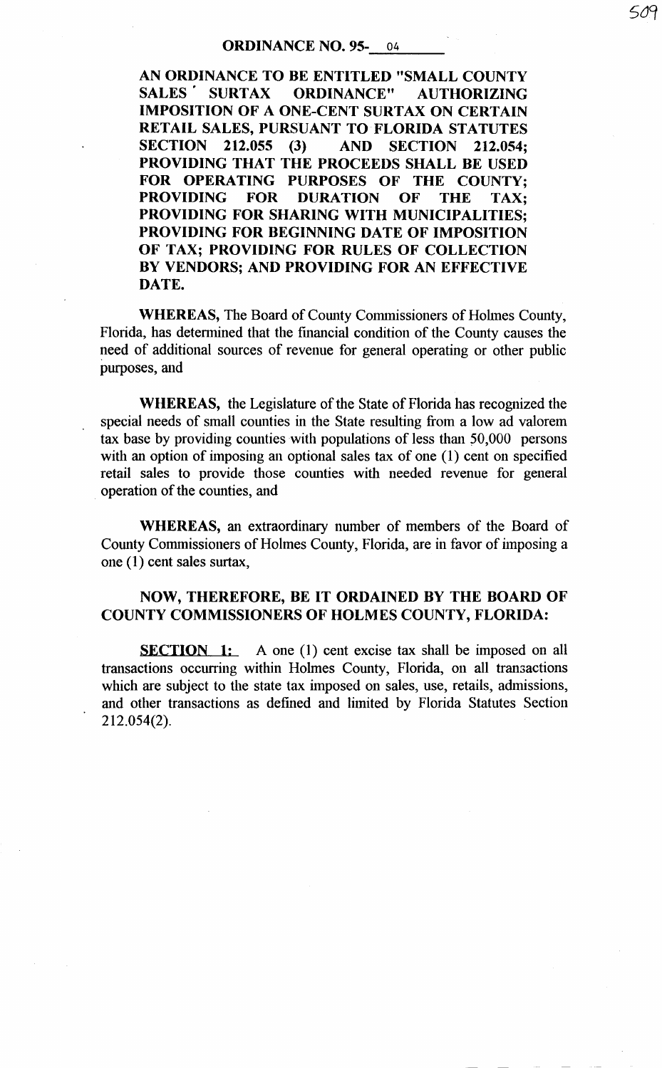# ORDINANCE NO. 95-04

**AN ORDINANCE TO BE ENTITLED "SMALL COUNTY SALES SURTAX ORDINANCE" AUTHORIZING IMPOSITION OF A ONE-CENT SURTAX ON CERTAIN RETAIL SALES, PURSUANT TO FLORIDA STATUTES SECTION 212.055 (3) AND SECTION 212.054; PROVIDING THAT THE PROCEEDS SHALL BE USED FOR OPERATING PURPOSES OF THE COUNTY; PROVIDING FOR DURATION OF THE TAX; PROVIDING FOR SHARING WITH MUNICIPALITIES; PROVIDING FOR BEGINNING DATE OF IMPOSITION OF TAX; PROVIDING FOR RULES OF COLLECTION BY VENDORS; AND PROVIDING FOR AN EFFECTIVE DATE.**

**WHEREAS,** The Board of County Commissioners of Holmes County, Florida, has determined that the financial condition of the County causes the need of additional sources of revenue for general operating or other public purposes, and

**WHEREAS,** the Legislature of the State of Florida has recognized the special needs of small counties in the State resulting from a low ad valorem tax base by providing counties with populations of less than 50,000 persons with an option of imposing an optional sales tax of one (1) cent on specified retail sales to provide those counties with needed revenue for general operation of the counties, and

**WHEREAS,** an extraordinary number of members of the Board of County Commissioners of Holmes County, Florida, are in favor of imposing a one (1) cent sales surtax,

**NOW, THEREFORE, BE IT ORDAINED BY THE BOARD OF COUNTY COMMISSIONERS OF HOLMES COUNTY, FLORIDA:**

**SECTION 1:** A one (1) cent excise tax shall be imposed on all transactions occurring within Holmes County, Florida, on all transactions which are subject to the state tax imposed on sales, use, retails, admissions, and other transactions as defined and limited by Florida Statutes Section 212.054(2).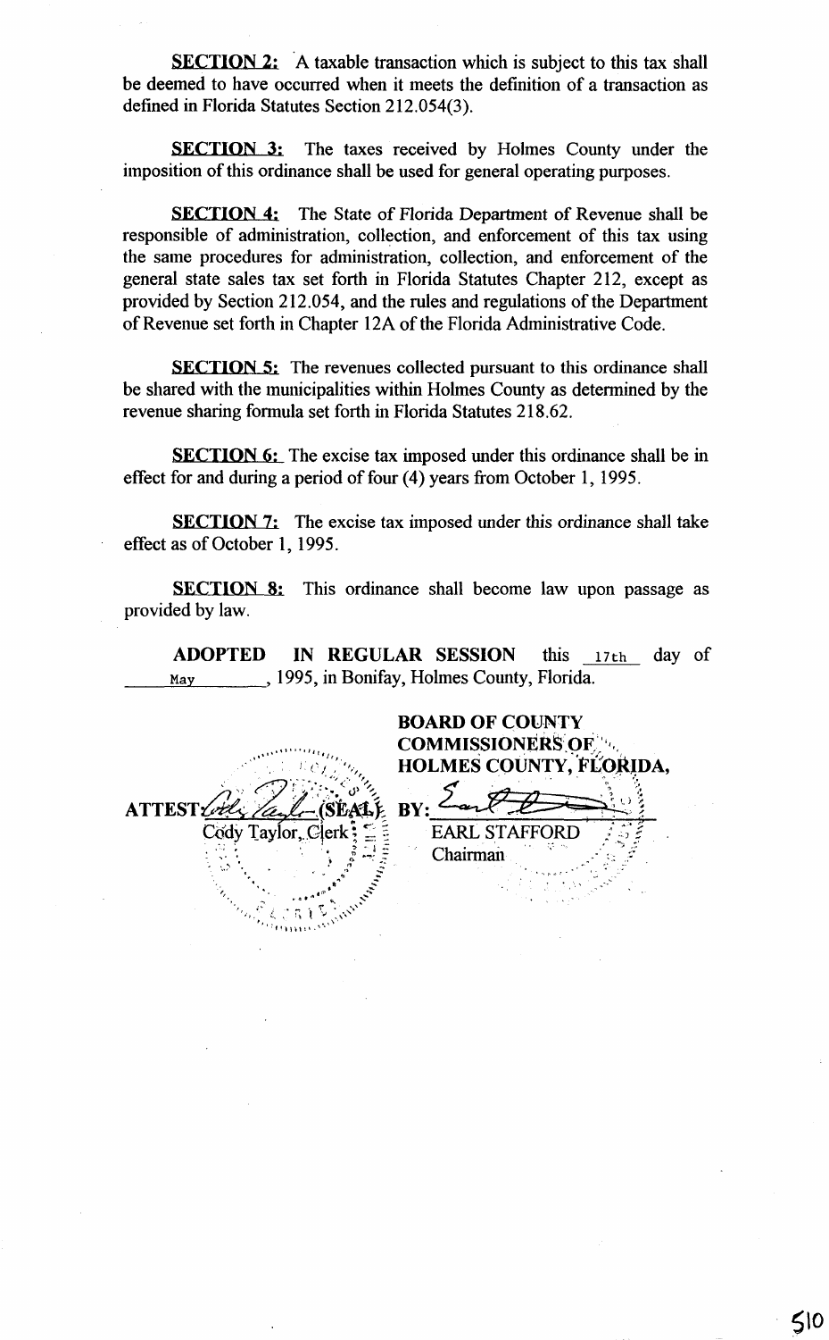**SECTION 2:** A taxable transaction which is subject to this tax shall be deemed to have occurred when it meets the definition of a transaction as defined in Florida Statutes Section 212.054(3).

**SECTION 3:** The taxes received by Holmes County under the imposition of this ordinance shall be used for general operating purposes.

**SECTION 4:** The State of Florida Department of Revenue shall be responsible of administration, collection, and enforcement of this tax using the same procedures for administration, collection, and enforcement of the general state sales tax set forth in Florida Statutes Chapter 212, except as provided by Section 212.054, and the rules and regulations of the Department of Revenue set forth in Chapter 12A of the Florida Administrative Code.

**SECTION 5:** The revenues collected pursuant to this ordinance shall be shared with the municipalities within Holmes County as determined by the revenue sharing formula set forth in Florida Statutes 218.62.

**SECTION 6:** The excise tax imposed under this ordinance shall be in effect for and during a period of four (4) years from October 1, 1995.

**SECTION 7:** The excise tax imposed under this ordinance shall take effect as of October 1, 1995.

**SECTION 8:** This ordinance shall become law upon passage as provided by law.

**ADOPTED IN REGULAR SESSION** this 17th day of May, 1995, in Bonifay, Holmes County, Florida.

**BOARD OF COUNTY COMMISSIONERS OF HOLMES COUNTY, FLORIDA,**

ATTEST: (SEAL)
Cody Taylor, Clerk

BY:
EARL STAFFORD
Chairman

510